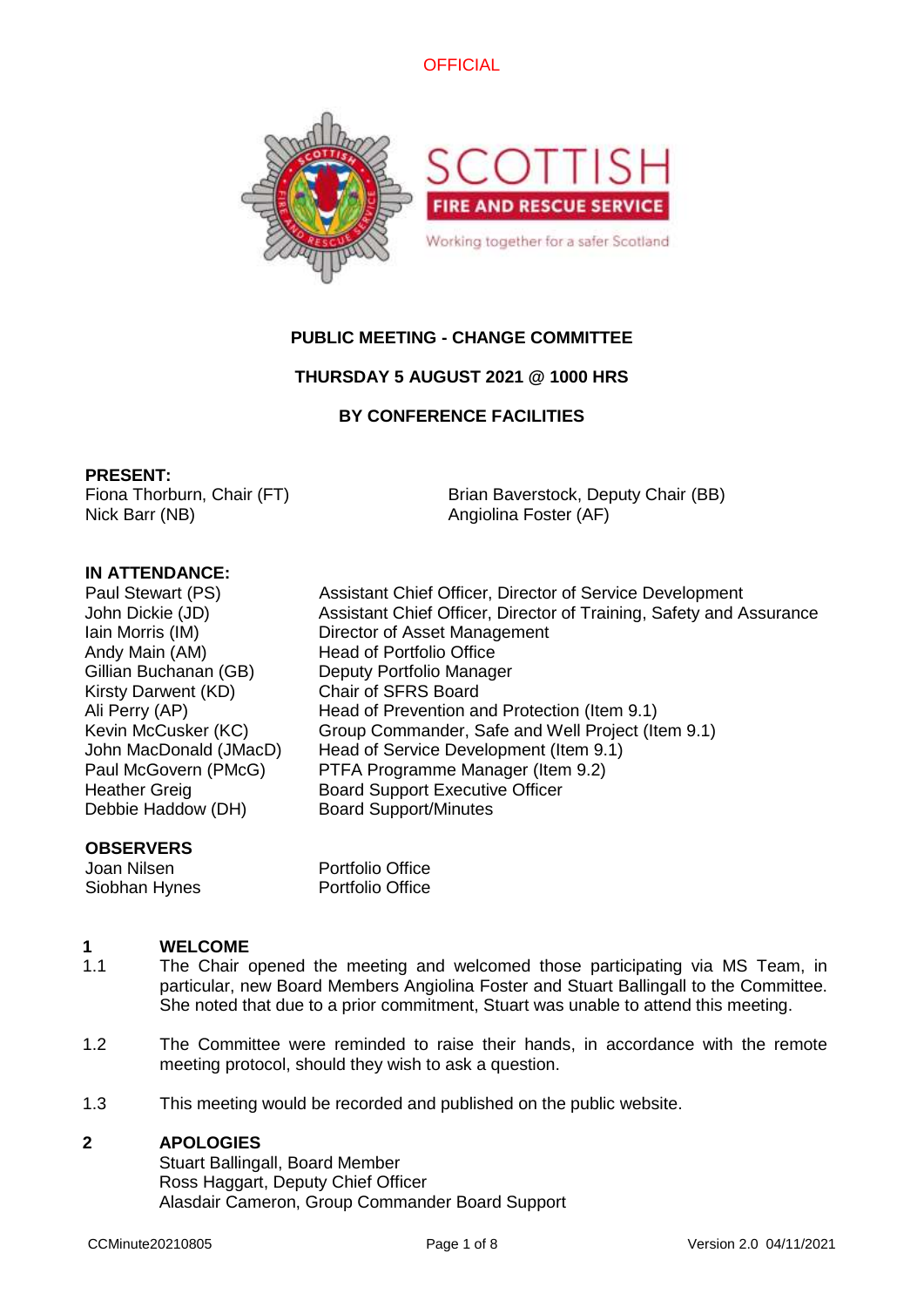OFFICIAL

**PUBLIC MEETING - CHANGE COMMITTEE**

**THURSDAY 5 AUGUST 2021 @ 1000 HRS**

**BY CONFERENCE FACILITIES**

**PRESENT:**

Fiona Thorburn, Chair (FT)
Brian Baverstock, Deputy Chair (BB)
Nick Barr (NB)
Angiolina Foster (AF)

**IN ATTENDANCE:**

| | |
|---|---|
| Paul Stewart (PS) | Assistant Chief Officer, Director of Service Development |
| John Dickie (JD) | Assistant Chief Officer, Director of Training, Safety and Assurance |
| Iain Morris (IM) | Director of Asset Management |
| Andy Main (AM) | Head of Portfolio Office |
| Gillian Buchanan (GB) | Deputy Portfolio Manager |
| Kirsty Darwent (KD) | Chair of SFRS Board |
| Ali Perry (AP) | Head of Prevention and Protection (Item 9.1) |
| Kevin McCusker (KC) | Group Commander, Safe and Well Project (Item 9.1) |
| John MacDonald (JMacD) | Head of Service Development (Item 9.1) |
| Paul McGovern (PMcG) | PTFA Programme Manager (Item 9.2) |
| Heather Greig | Board Support Executive Officer |
| Debbie Haddow (DH) | Board Support/Minutes |

**OBSERVERS**

| | |
|---|---|
| Joan Nilsen | Portfolio Office |
| Siobhan Hynes | Portfolio Office |

## 1 WELCOME

1.1 The Chair opened the meeting and welcomed those participating via MS Team, in particular, new Board Members Angiolina Foster and Stuart Ballingall to the Committee. She noted that due to a prior commitment, Stuart was unable to attend this meeting.

1.2 The Committee were reminded to raise their hands, in accordance with the remote meeting protocol, should they wish to ask a question.

1.3 This meeting would be recorded and published on the public website.

## 2 APOLOGIES

Stuart Ballingall, Board Member
Ross Haggart, Deputy Chief Officer
Alasdair Cameron, Group Commander Board Support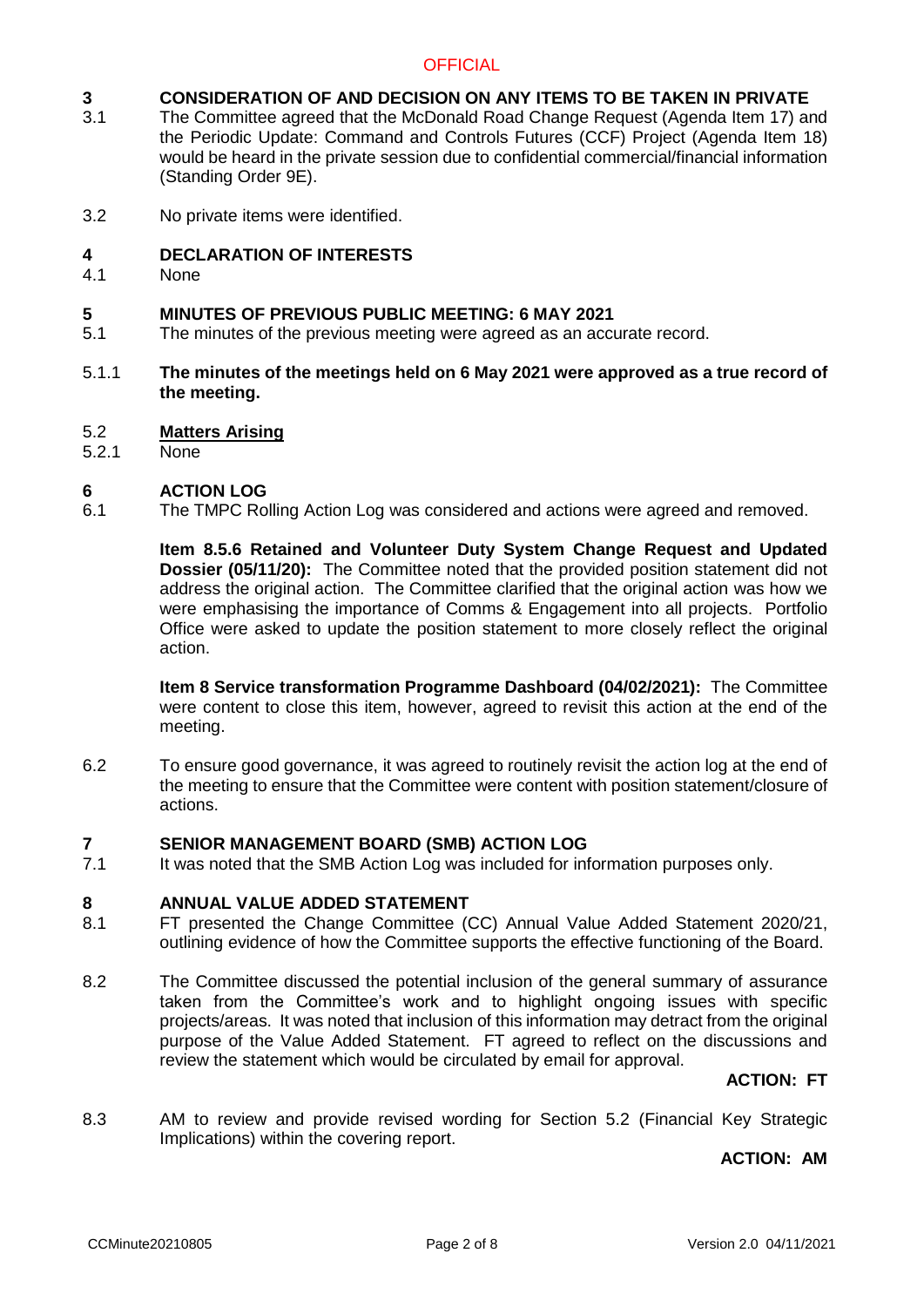OFFICIAL

## 3 CONSIDERATION OF AND DECISION ON ANY ITEMS TO BE TAKEN IN PRIVATE

3.1 The Committee agreed that the McDonald Road Change Request (Agenda Item 17) and the Periodic Update: Command and Controls Futures (CCF) Project (Agenda Item 18) would be heard in the private session due to confidential commercial/financial information (Standing Order 9E).

3.2 No private items were identified.

## 4 DECLARATION OF INTERESTS

4.1 None

## 5 MINUTES OF PREVIOUS PUBLIC MEETING: 6 MAY 2021

5.1 The minutes of the previous meeting were agreed as an accurate record.

5.1.1 **The minutes of the meetings held on 6 May 2021 were approved as a true record of the meeting.**

5.2 **Matters Arising**

5.2.1 None

## 6 ACTION LOG

6.1 The TMPC Rolling Action Log was considered and actions were agreed and removed.

**Item 8.5.6 Retained and Volunteer Duty System Change Request and Updated Dossier (05/11/20):** The Committee noted that the provided position statement did not address the original action. The Committee clarified that the original action was how we were emphasising the importance of Comms & Engagement into all projects. Portfolio Office were asked to update the position statement to more closely reflect the original action.

**Item 8 Service transformation Programme Dashboard (04/02/2021):** The Committee were content to close this item, however, agreed to revisit this action at the end of the meeting.

6.2 To ensure good governance, it was agreed to routinely revisit the action log at the end of the meeting to ensure that the Committee were content with position statement/closure of actions.

## 7 SENIOR MANAGEMENT BOARD (SMB) ACTION LOG

7.1 It was noted that the SMB Action Log was included for information purposes only.

## 8 ANNUAL VALUE ADDED STATEMENT

8.1 FT presented the Change Committee (CC) Annual Value Added Statement 2020/21, outlining evidence of how the Committee supports the effective functioning of the Board.

8.2 The Committee discussed the potential inclusion of the general summary of assurance taken from the Committee's work and to highlight ongoing issues with specific projects/areas. It was noted that inclusion of this information may detract from the original purpose of the Value Added Statement. FT agreed to reflect on the discussions and review the statement which would be circulated by email for approval.

**ACTION: FT**

8.3 AM to review and provide revised wording for Section 5.2 (Financial Key Strategic Implications) within the covering report.

**ACTION: AM**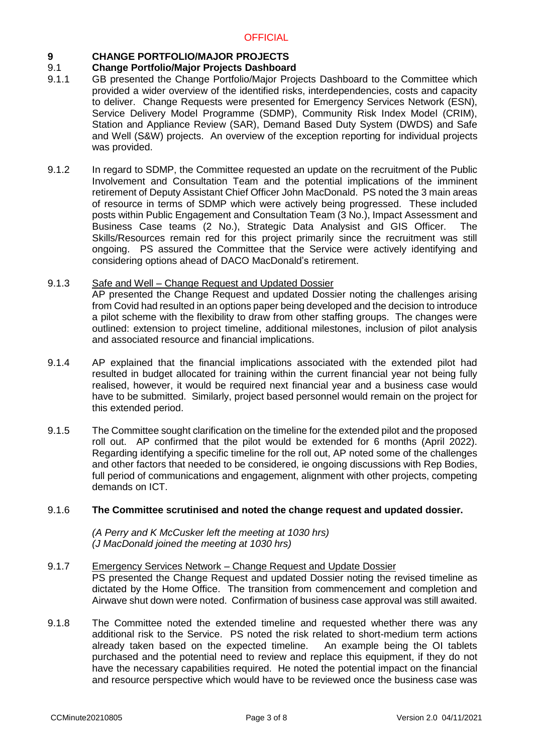## 9 CHANGE PORTFOLIO/MAJOR PROJECTS

### 9.1 Change Portfolio/Major Projects Dashboard

9.1.1 GB presented the Change Portfolio/Major Projects Dashboard to the Committee which provided a wider overview of the identified risks, interdependencies, costs and capacity to deliver. Change Requests were presented for Emergency Services Network (ESN), Service Delivery Model Programme (SDMP), Community Risk Index Model (CRIM), Station and Appliance Review (SAR), Demand Based Duty System (DWDS) and Safe and Well (S&W) projects. An overview of the exception reporting for individual projects was provided.

9.1.2 In regard to SDMP, the Committee requested an update on the recruitment of the Public Involvement and Consultation Team and the potential implications of the imminent retirement of Deputy Assistant Chief Officer John MacDonald. PS noted the 3 main areas of resource in terms of SDMP which were actively being progressed. These included posts within Public Engagement and Consultation Team (3 No.), Impact Assessment and Business Case teams (2 No.), Strategic Data Analyst and GIS Officer. The Skills/Resources remain red for this project primarily since the recruitment was still ongoing. PS assured the Committee that the Service were actively identifying and considering options ahead of DACO MacDonald's retirement.

9.1.3 Safe and Well – Change Request and Updated Dossier
AP presented the Change Request and updated Dossier noting the challenges arising from Covid had resulted in an options paper being developed and the decision to introduce a pilot scheme with the flexibility to draw from other staffing groups. The changes were outlined: extension to project timeline, additional milestones, inclusion of pilot analysis and associated resource and financial implications.

9.1.4 AP explained that the financial implications associated with the extended pilot had resulted in budget allocated for training within the current financial year not being fully realised, however, it would be required next financial year and a business case would have to be submitted. Similarly, project based personnel would remain on the project for this extended period.

9.1.5 The Committee sought clarification on the timeline for the extended pilot and the proposed roll out. AP confirmed that the pilot would be extended for 6 months (April 2022). Regarding identifying a specific timeline for the roll out, AP noted some of the challenges and other factors that needed to be considered, ie ongoing discussions with Rep Bodies, full period of communications and engagement, alignment with other projects, competing demands on ICT.

9.1.6 **The Committee scrutinised and noted the change request and updated dossier.**

*(A Perry and K McCusker left the meeting at 1030 hrs)*
*(J MacDonald joined the meeting at 1030 hrs)*

9.1.7 Emergency Services Network – Change Request and Update Dossier
PS presented the Change Request and updated Dossier noting the revised timeline as dictated by the Home Office. The transition from commencement and completion and Airwave shut down were noted. Confirmation of business case approval was still awaited.

9.1.8 The Committee noted the extended timeline and requested whether there was any additional risk to the Service. PS noted the risk related to short-medium term actions already taken based on the expected timeline. An example being the OI tablets purchased and the potential need to review and replace this equipment, if they do not have the necessary capabilities required. He noted the potential impact on the financial and resource perspective which would have to be reviewed once the business case was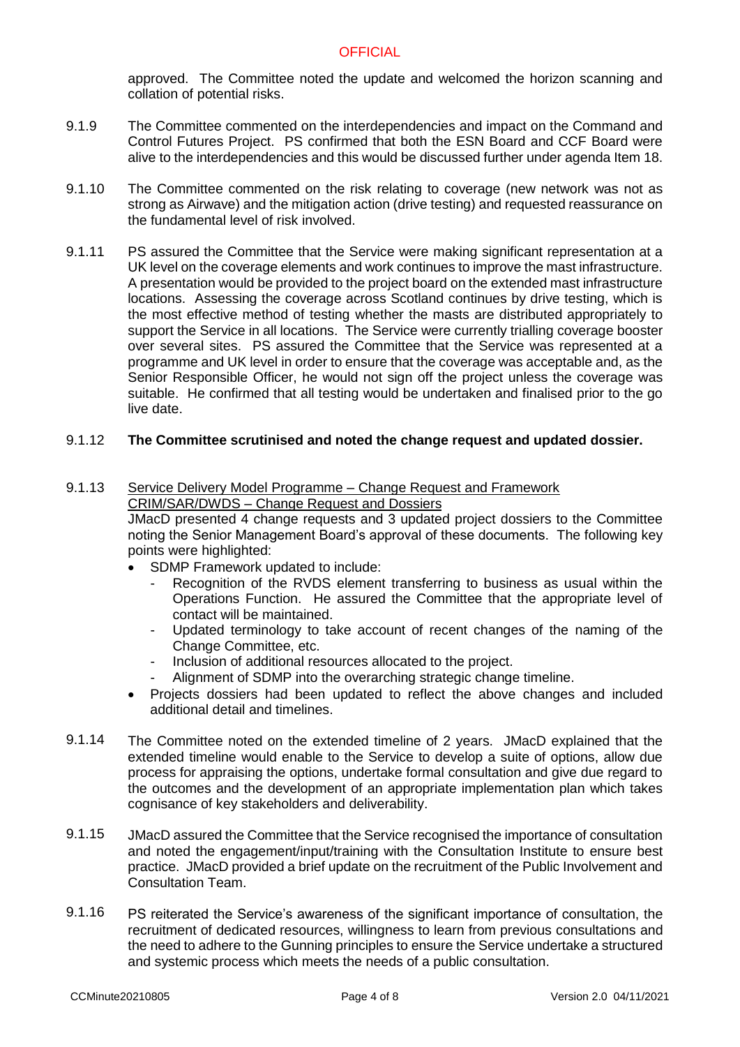approved. The Committee noted the update and welcomed the horizon scanning and collation of potential risks.

9.1.9 The Committee commented on the interdependencies and impact on the Command and Control Futures Project. PS confirmed that both the ESN Board and CCF Board were alive to the interdependencies and this would be discussed further under agenda Item 18.

9.1.10 The Committee commented on the risk relating to coverage (new network was not as strong as Airwave) and the mitigation action (drive testing) and requested reassurance on the fundamental level of risk involved.

9.1.11 PS assured the Committee that the Service were making significant representation at a UK level on the coverage elements and work continues to improve the mast infrastructure. A presentation would be provided to the project board on the extended mast infrastructure locations. Assessing the coverage across Scotland continues by drive testing, which is the most effective method of testing whether the masts are distributed appropriately to support the Service in all locations. The Service were currently trialling coverage booster over several sites. PS assured the Committee that the Service was represented at a programme and UK level in order to ensure that the coverage was acceptable and, as the Senior Responsible Officer, he would not sign off the project unless the coverage was suitable. He confirmed that all testing would be undertaken and finalised prior to the go live date.

9.1.12 **The Committee scrutinised and noted the change request and updated dossier.**

9.1.13 <u>Service Delivery Model Programme – Change Request and Framework</u>
<u>CRIM/SAR/DWDS – Change Request and Dossiers</u>
JMacD presented 4 change requests and 3 updated project dossiers to the Committee noting the Senior Management Board's approval of these documents. The following key points were highlighted:

- SDMP Framework updated to include:
  - Recognition of the RVDS element transferring to business as usual within the Operations Function. He assured the Committee that the appropriate level of contact will be maintained.
  - Updated terminology to take account of recent changes of the naming of the Change Committee, etc.
  - Inclusion of additional resources allocated to the project.
  - Alignment of SDMP into the overarching strategic change timeline.
- Projects dossiers had been updated to reflect the above changes and included additional detail and timelines.

9.1.14 The Committee noted on the extended timeline of 2 years. JMacD explained that the extended timeline would enable to the Service to develop a suite of options, allow due process for appraising the options, undertake formal consultation and give due regard to the outcomes and the development of an appropriate implementation plan which takes cognisance of key stakeholders and deliverability.

9.1.15 JMacD assured the Committee that the Service recognised the importance of consultation and noted the engagement/input/training with the Consultation Institute to ensure best practice. JMacD provided a brief update on the recruitment of the Public Involvement and Consultation Team.

9.1.16 PS reiterated the Service's awareness of the significant importance of consultation, the recruitment of dedicated resources, willingness to learn from previous consultations and the need to adhere to the Gunning principles to ensure the Service undertake a structured and systemic process which meets the needs of a public consultation.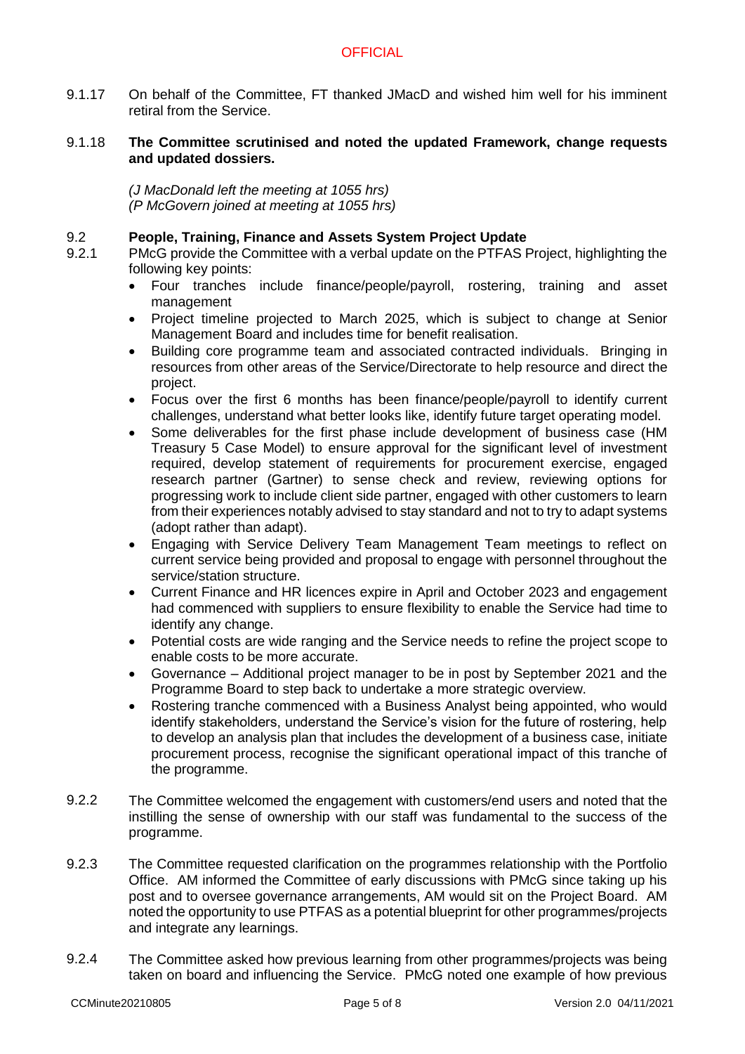9.1.17 On behalf of the Committee, FT thanked JMacD and wished him well for his imminent retiral from the Service.

9.1.18 **The Committee scrutinised and noted the updated Framework, change requests and updated dossiers.**

*(J MacDonald left the meeting at 1055 hrs)*
*(P McGovern joined at meeting at 1055 hrs)*

**9.2 People, Training, Finance and Assets System Project Update**

9.2.1 PMcG provide the Committee with a verbal update on the PTFAS Project, highlighting the following key points:

- Four tranches include finance/people/payroll, rostering, training and asset management
- Project timeline projected to March 2025, which is subject to change at Senior Management Board and includes time for benefit realisation.
- Building core programme team and associated contracted individuals. Bringing in resources from other areas of the Service/Directorate to help resource and direct the project.
- Focus over the first 6 months has been finance/people/payroll to identify current challenges, understand what better looks like, identify future target operating model.
- Some deliverables for the first phase include development of business case (HM Treasury 5 Case Model) to ensure approval for the significant level of investment required, develop statement of requirements for procurement exercise, engaged research partner (Gartner) to sense check and review, reviewing options for progressing work to include client side partner, engaged with other customers to learn from their experiences notably advised to stay standard and not to try to adapt systems (adopt rather than adapt).
- Engaging with Service Delivery Team Management Team meetings to reflect on current service being provided and proposal to engage with personnel throughout the service/station structure.
- Current Finance and HR licences expire in April and October 2023 and engagement had commenced with suppliers to ensure flexibility to enable the Service had time to identify any change.
- Potential costs are wide ranging and the Service needs to refine the project scope to enable costs to be more accurate.
- Governance – Additional project manager to be in post by September 2021 and the Programme Board to step back to undertake a more strategic overview.
- Rostering tranche commenced with a Business Analyst being appointed, who would identify stakeholders, understand the Service's vision for the future of rostering, help to develop an analysis plan that includes the development of a business case, initiate procurement process, recognise the significant operational impact of this tranche of the programme.

9.2.2 The Committee welcomed the engagement with customers/end users and noted that the instilling the sense of ownership with our staff was fundamental to the success of the programme.

9.2.3 The Committee requested clarification on the programmes relationship with the Portfolio Office. AM informed the Committee of early discussions with PMcG since taking up his post and to oversee governance arrangements, AM would sit on the Project Board. AM noted the opportunity to use PTFAS as a potential blueprint for other programmes/projects and integrate any learnings.

9.2.4 The Committee asked how previous learning from other programmes/projects was being taken on board and influencing the Service. PMcG noted one example of how previous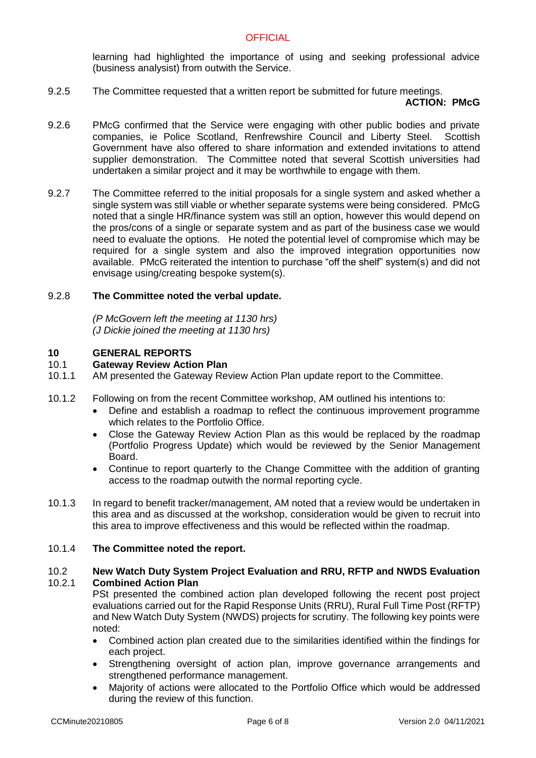learning had highlighted the importance of using and seeking professional advice (business analysist) from outwith the Service.

9.2.5 The Committee requested that a written report be submitted for future meetings.

**ACTION: PMcG**

9.2.6 PMcG confirmed that the Service were engaging with other public bodies and private companies, ie Police Scotland, Renfrewshire Council and Liberty Steel. Scottish Government have also offered to share information and extended invitations to attend supplier demonstration. The Committee noted that several Scottish universities had undertaken a similar project and it may be worthwhile to engage with them.

9.2.7 The Committee referred to the initial proposals for a single system and asked whether a single system was still viable or whether separate systems were being considered. PMcG noted that a single HR/finance system was still an option, however this would depend on the pros/cons of a single or separate system and as part of the business case we would need to evaluate the options. He noted the potential level of compromise which may be required for a single system and also the improved integration opportunities now available. PMcG reiterated the intention to purchase "off the shelf" system(s) and did not envisage using/creating bespoke system(s).

9.2.8 **The Committee noted the verbal update.**

*(P McGovern left the meeting at 1130 hrs)*
*(J Dickie joined the meeting at 1130 hrs)*

## 10 GENERAL REPORTS

### 10.1 Gateway Review Action Plan

10.1.1 AM presented the Gateway Review Action Plan update report to the Committee.

10.1.2 Following on from the recent Committee workshop, AM outlined his intentions to:

- Define and establish a roadmap to reflect the continuous improvement programme which relates to the Portfolio Office.
- Close the Gateway Review Action Plan as this would be replaced by the roadmap (Portfolio Progress Update) which would be reviewed by the Senior Management Board.
- Continue to report quarterly to the Change Committee with the addition of granting access to the roadmap outwith the normal reporting cycle.

10.1.3 In regard to benefit tracker/management, AM noted that a review would be undertaken in this area and as discussed at the workshop, consideration would be given to recruit into this area to improve effectiveness and this would be reflected within the roadmap.

10.1.4 **The Committee noted the report.**

### 10.2 New Watch Duty System Project Evaluation and RRU, RFTP and NWDS Evaluation Combined Action Plan

10.2.1 PSt presented the combined action plan developed following the recent post project evaluations carried out for the Rapid Response Units (RRU), Rural Full Time Post (RFTP) and New Watch Duty System (NWDS) projects for scrutiny. The following key points were noted:

- Combined action plan created due to the similarities identified within the findings for each project.
- Strengthening oversight of action plan, improve governance arrangements and strengthened performance management.
- Majority of actions were allocated to the Portfolio Office which would be addressed during the review of this function.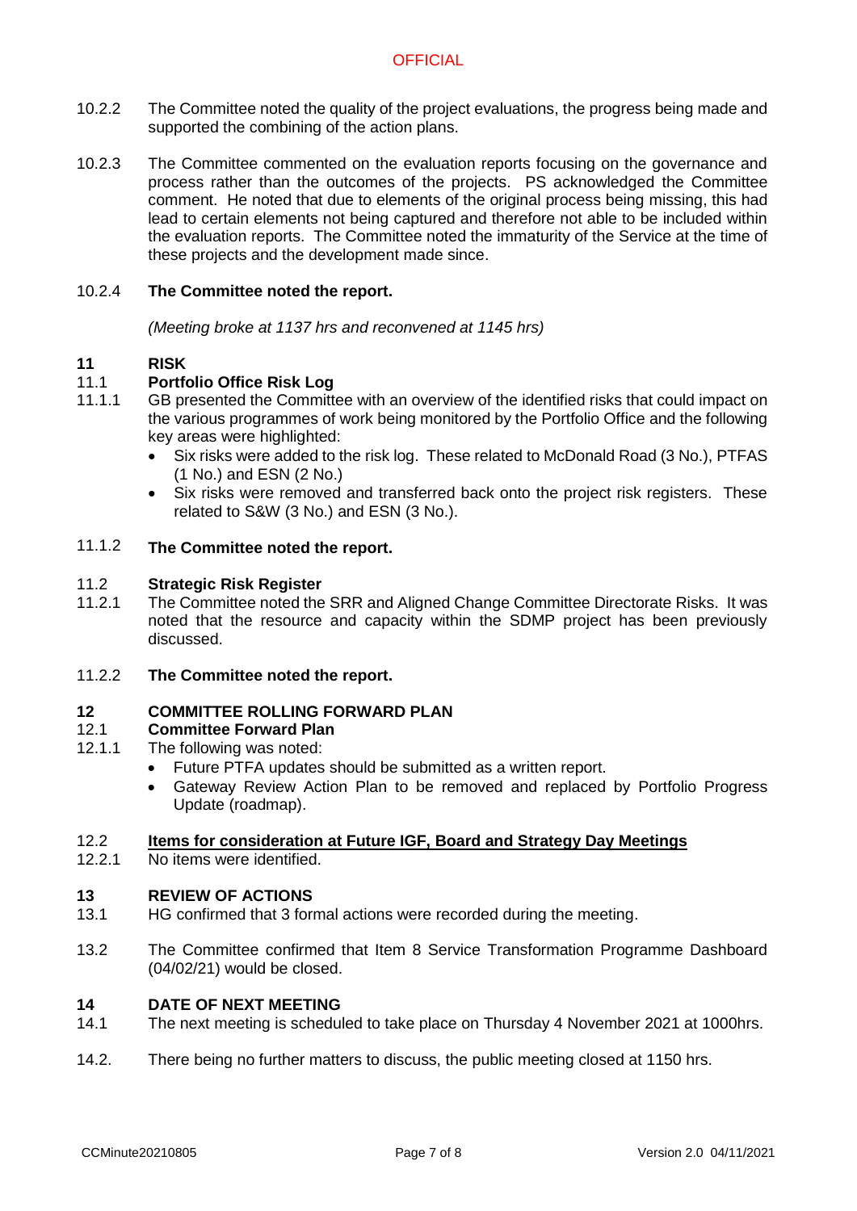10.2.2 The Committee noted the quality of the project evaluations, the progress being made and supported the combining of the action plans.

10.2.3 The Committee commented on the evaluation reports focusing on the governance and process rather than the outcomes of the projects. PS acknowledged the Committee comment. He noted that due to elements of the original process being missing, this had lead to certain elements not being captured and therefore not able to be included within the evaluation reports. The Committee noted the immaturity of the Service at the time of these projects and the development made since.

10.2.4 **The Committee noted the report.**

*(Meeting broke at 1137 hrs and reconvened at 1145 hrs)*

## 11 RISK

### 11.1 Portfolio Office Risk Log

11.1.1 GB presented the Committee with an overview of the identified risks that could impact on the various programmes of work being monitored by the Portfolio Office and the following key areas were highlighted:

- Six risks were added to the risk log. These related to McDonald Road (3 No.), PTFAS (1 No.) and ESN (2 No.)
- Six risks were removed and transferred back onto the project risk registers. These related to S&W (3 No.) and ESN (3 No.).

11.1.2 **The Committee noted the report.**

### 11.2 Strategic Risk Register

11.2.1 The Committee noted the SRR and Aligned Change Committee Directorate Risks. It was noted that the resource and capacity within the SDMP project has been previously discussed.

11.2.2 **The Committee noted the report.**

## 12 COMMITTEE ROLLING FORWARD PLAN

### 12.1 Committee Forward Plan

12.1.1 The following was noted:

- Future PTFA updates should be submitted as a written report.
- Gateway Review Action Plan to be removed and replaced by Portfolio Progress Update (roadmap).

### 12.2 Items for consideration at Future IGF, Board and Strategy Day Meetings

12.2.1 No items were identified.

## 13 REVIEW OF ACTIONS

13.1 HG confirmed that 3 formal actions were recorded during the meeting.

13.2 The Committee confirmed that Item 8 Service Transformation Programme Dashboard (04/02/21) would be closed.

## 14 DATE OF NEXT MEETING

14.1 The next meeting is scheduled to take place on Thursday 4 November 2021 at 1000hrs.

14.2. There being no further matters to discuss, the public meeting closed at 1150 hrs.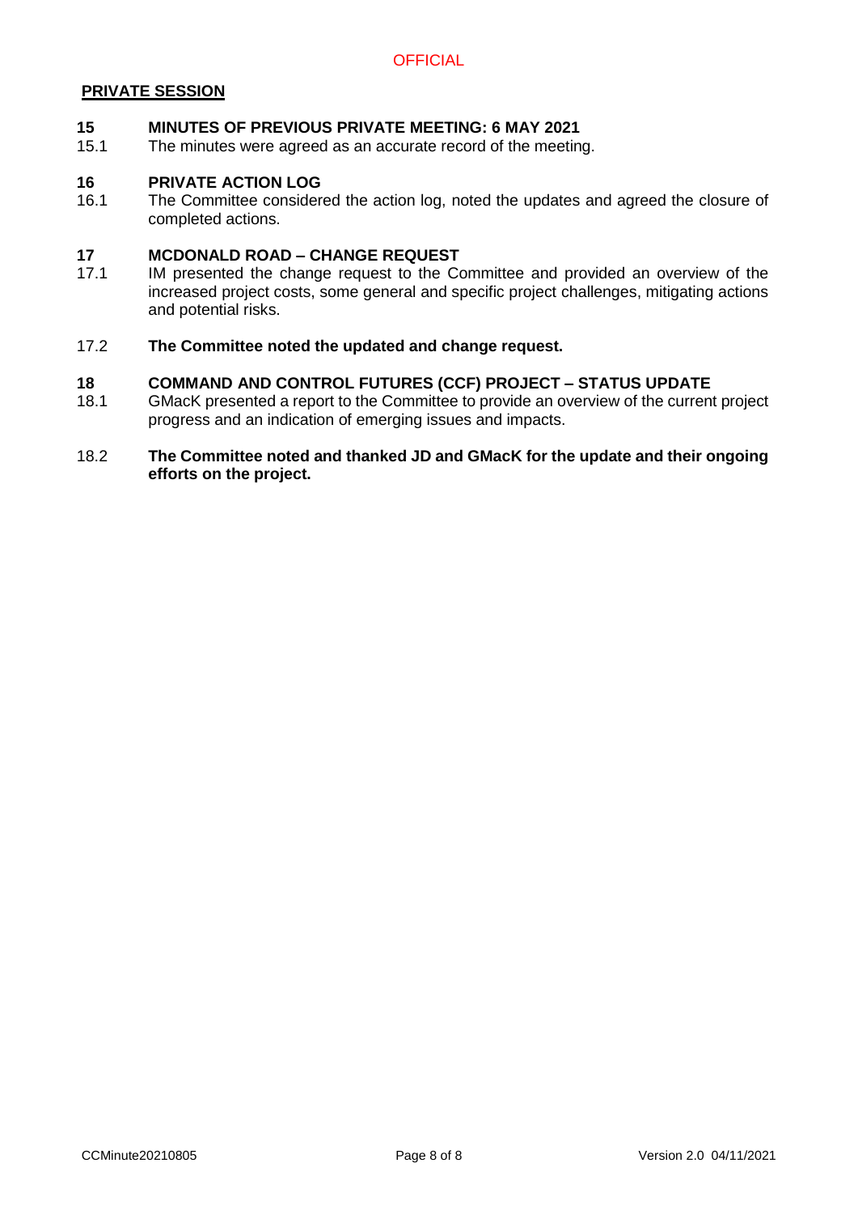**PRIVATE SESSION**

**15 MINUTES OF PREVIOUS PRIVATE MEETING: 6 MAY 2021**

15.1 The minutes were agreed as an accurate record of the meeting.

**16 PRIVATE ACTION LOG**

16.1 The Committee considered the action log, noted the updates and agreed the closure of completed actions.

**17 MCDONALD ROAD – CHANGE REQUEST**

17.1 IM presented the change request to the Committee and provided an overview of the increased project costs, some general and specific project challenges, mitigating actions and potential risks.

17.2 **The Committee noted the updated and change request.**

**18 COMMAND AND CONTROL FUTURES (CCF) PROJECT – STATUS UPDATE**

18.1 GMacK presented a report to the Committee to provide an overview of the current project progress and an indication of emerging issues and impacts.

18.2 **The Committee noted and thanked JD and GMacK for the update and their ongoing efforts on the project.**